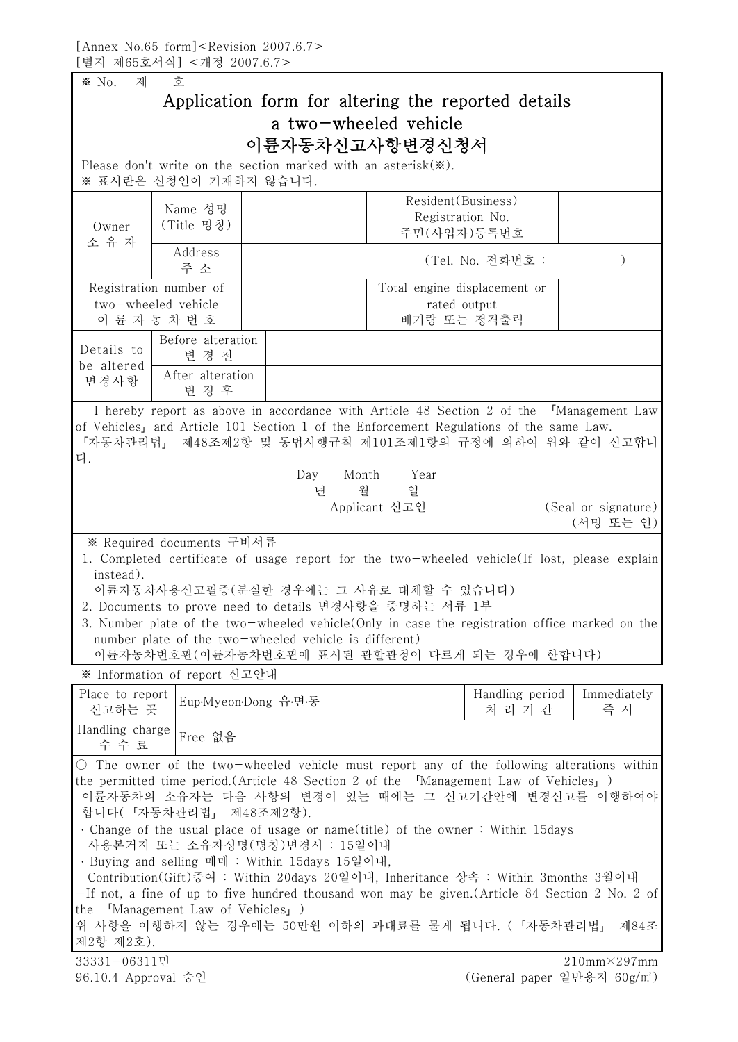[Annex No.65 form]<Revision 2007.6.7>
[별지 제65호서식] <개정 2007.6.7>

※ No. 제 호

# Application form for altering the reported details a two-wheeled vehicle
# 이륜자동차신고사항변경신청서

Please don't write on the section marked with an asterisk(※).
※ 표시란은 신청인이 기재하지 않습니다.

| Owner 소 유 자 | Name 성명 (Title 명칭) | | Resident(Business) Registration No. 주민(사업자)등록번호 | |
|---|---|---|---|---|
| | Address 주 소 | | (Tel. No. 전화번호 : ) | |
| Registration number of two-wheeled vehicle 이 륜 자 동 차 번 호 | | | Total engine displacement or rated output 배기량 또는 정격출력 | |
| Details to be altered 변경사항 | Before alteration 변 경 전 | | | |
| | After alteration 변 경 후 | | | |

I hereby report as above in accordance with Article 48 Section 2 of the 「Management Law of Vehicles」 and Article 101 Section 1 of the Enforcement Regulations of the same Law.
「자동차관리법」 제48조제2항 및 동법시행규칙 제101조제1항의 규정에 의하여 위와 같이 신고합니다.

Day Month Year
년 월 일

Applicant 신고인 (Seal or signature) (서명 또는 인)

※ Required documents 구비서류

1. Completed certificate of usage report for the two-wheeled vehicle(If lost, please explain instead).
   이륜자동차사용신고필증(분실한 경우에는 그 사유로 대체할 수 있습니다)
2. Documents to prove need to details 변경사항을 증명하는 서류 1부
3. Number plate of the two-wheeled vehicle(Only in case the registration office marked on the number plate of the two-wheeled vehicle is different)
   이륜자동차번호판(이륜자동차번호판에 표시된 관할관청이 다르게 되는 경우에 한합니다)

※ Information of report 신고안내

| Place to report 신고하는 곳 | Eup·Myeon·Dong 읍·면·동 | Handling period 처 리 기 간 | Immediately 즉 시 |
|---|---|---|---|
| Handling charge 수 수 료 | Free 없음 | | |

○ The owner of the two-wheeled vehicle must report any of the following alterations within the permitted time period.(Article 48 Section 2 of the 「Management Law of Vehicles」)
이륜자동차의 소유자는 다음 사항의 변경이 있는 때에는 그 신고기간안에 변경신고를 이행하여야 합니다(「자동차관리법」 제48조제2항).

- Change of the usual place of usage or name(title) of the owner : Within 15days
  사용본거지 또는 소유자성명(명칭)변경시 : 15일이내
- Buying and selling 매매 : Within 15days 15일이내,
  Contribution(Gift)증여 : Within 20days 20일이내, Inheritance 상속 : Within 3months 3월이내

-If not, a fine of up to five hundred thousand won may be given.(Article 84 Section 2 No. 2 of the 「Management Law of Vehicles」)
위 사항을 이행하지 않는 경우에는 50만원 이하의 과태료를 물게 됩니다. (「자동차관리법」 제84조제2항 제2호).

33331-06311민
96.10.4 Approval 승인

210mm×297mm
(General paper 일반용지 60g/㎡)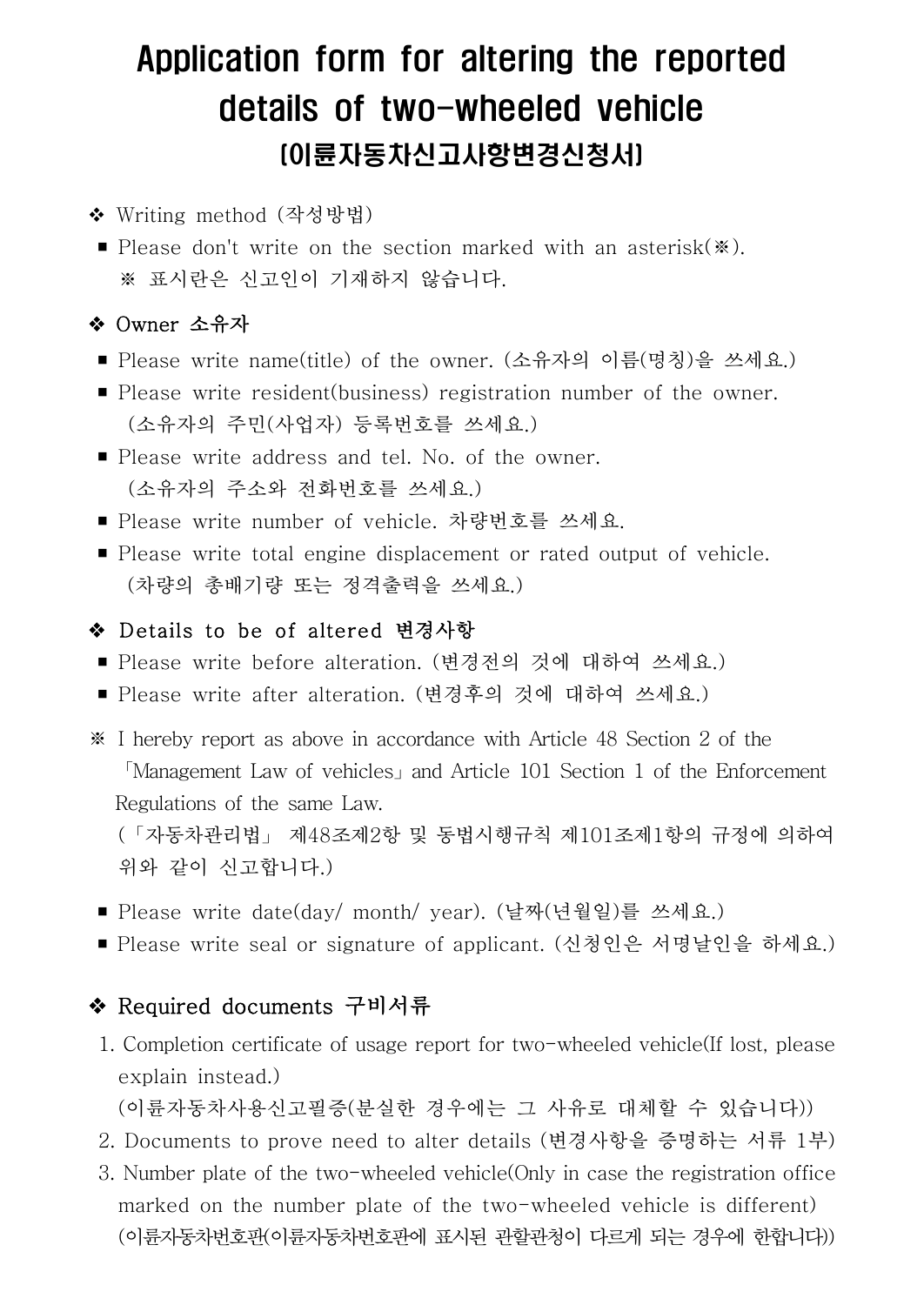# Application form for altering the reported details of two-wheeled vehicle
## [이륜자동차신고사항변경신청서]

❖ Writing method (작성방법)

- Please don't write on the section marked with an asterisk(※).
  ※ 표시란은 신고인이 기재하지 않습니다.

❖ **Owner 소유자**

- Please write name(title) of the owner. (소유자의 이름(명칭)을 쓰세요.)
- Please write resident(business) registration number of the owner. (소유자의 주민(사업자) 등록번호를 쓰세요.)
- Please write address and tel. No. of the owner. (소유자의 주소와 전화번호를 쓰세요.)
- Please write number of vehicle. 차량번호를 쓰세요.
- Please write total engine displacement or rated output of vehicle. (차량의 총배기량 또는 정격출력을 쓰세요.)

❖ **Details to be of altered 변경사항**

- Please write before alteration. (변경전의 것에 대하여 쓰세요.)
- Please write after alteration. (변경후의 것에 대하여 쓰세요.)

※ I hereby report as above in accordance with Article 48 Section 2 of the 「Management Law of vehicles」 and Article 101 Section 1 of the Enforcement Regulations of the same Law.
(「자동차관리법」 제48조제2항 및 동법시행규칙 제101조제1항의 규정에 의하여 위와 같이 신고합니다.)

- Please write date(day/ month/ year). (날짜(년월일)를 쓰세요.)
- Please write seal or signature of applicant. (신청인은 서명날인을 하세요.)

❖ **Required documents 구비서류**

1. Completion certificate of usage report for two-wheeled vehicle(If lost, please explain instead.)
   (이륜자동차사용신고필증(분실한 경우에는 그 사유로 대체할 수 있습니다))
2. Documents to prove need to alter details (변경사항을 증명하는 서류 1부)
3. Number plate of the two-wheeled vehicle(Only in case the registration office marked on the number plate of the two-wheeled vehicle is different)
   (이륜자동차번호판(이륜자동차번호판에 표시된 관할관청이 다르게 되는 경우에 한합니다))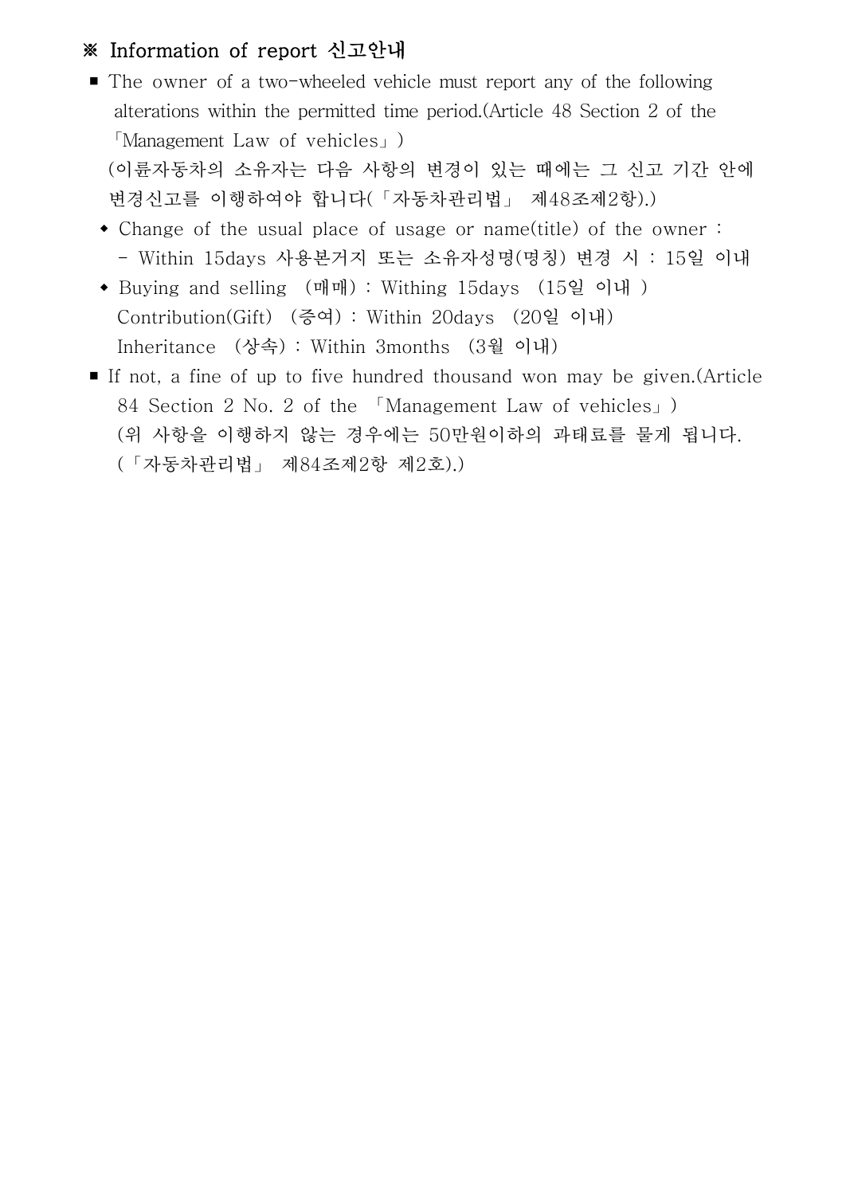## ※ Information of report 신고안내

- The owner of a two-wheeled vehicle must report any of the following alterations within the permitted time period.(Article 48 Section 2 of the 「Management Law of vehicles」)
  (이륜자동차의 소유자는 다음 사항의 변경이 있는 때에는 그 신고 기간 안에 변경신고를 이행하여야 합니다(「자동차관리법」 제48조제2항).)
  - Change of the usual place of usage or name(title) of the owner :
    - Within 15days 사용본거지 또는 소유자성명(명칭) 변경 시 : 15일 이내
  - Buying and selling (매매) : Withing 15days (15일 이내 )
    Contribution(Gift) (증여) : Within 20days (20일 이내)
    Inheritance (상속) : Within 3months (3월 이내)
- If not, a fine of up to five hundred thousand won may be given.(Article 84 Section 2 No. 2 of the 「Management Law of vehicles」)
  (위 사항을 이행하지 않는 경우에는 50만원이하의 과태료를 물게 됩니다. (「자동차관리법」 제84조제2항 제2호).)